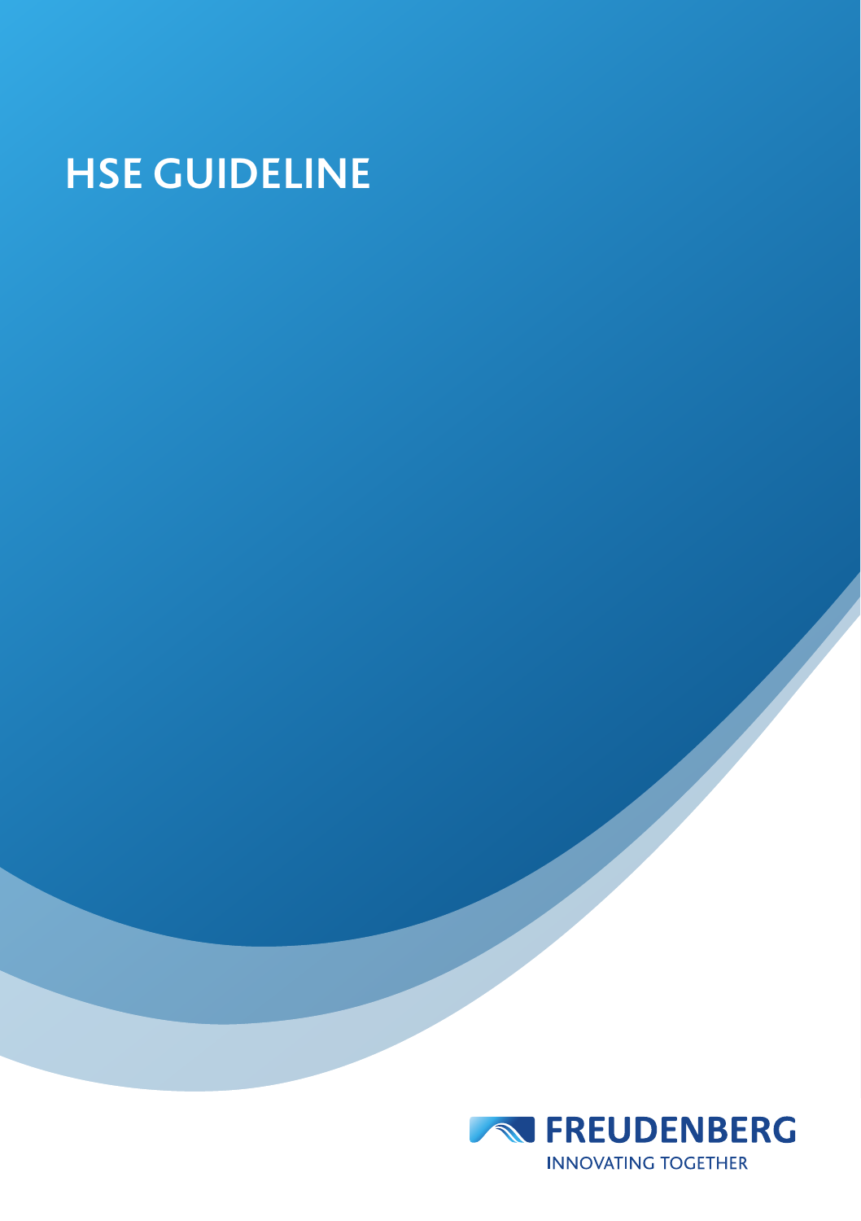# HSE GUIDELINE

FREUDENBERG

INNOVATING TOGETHER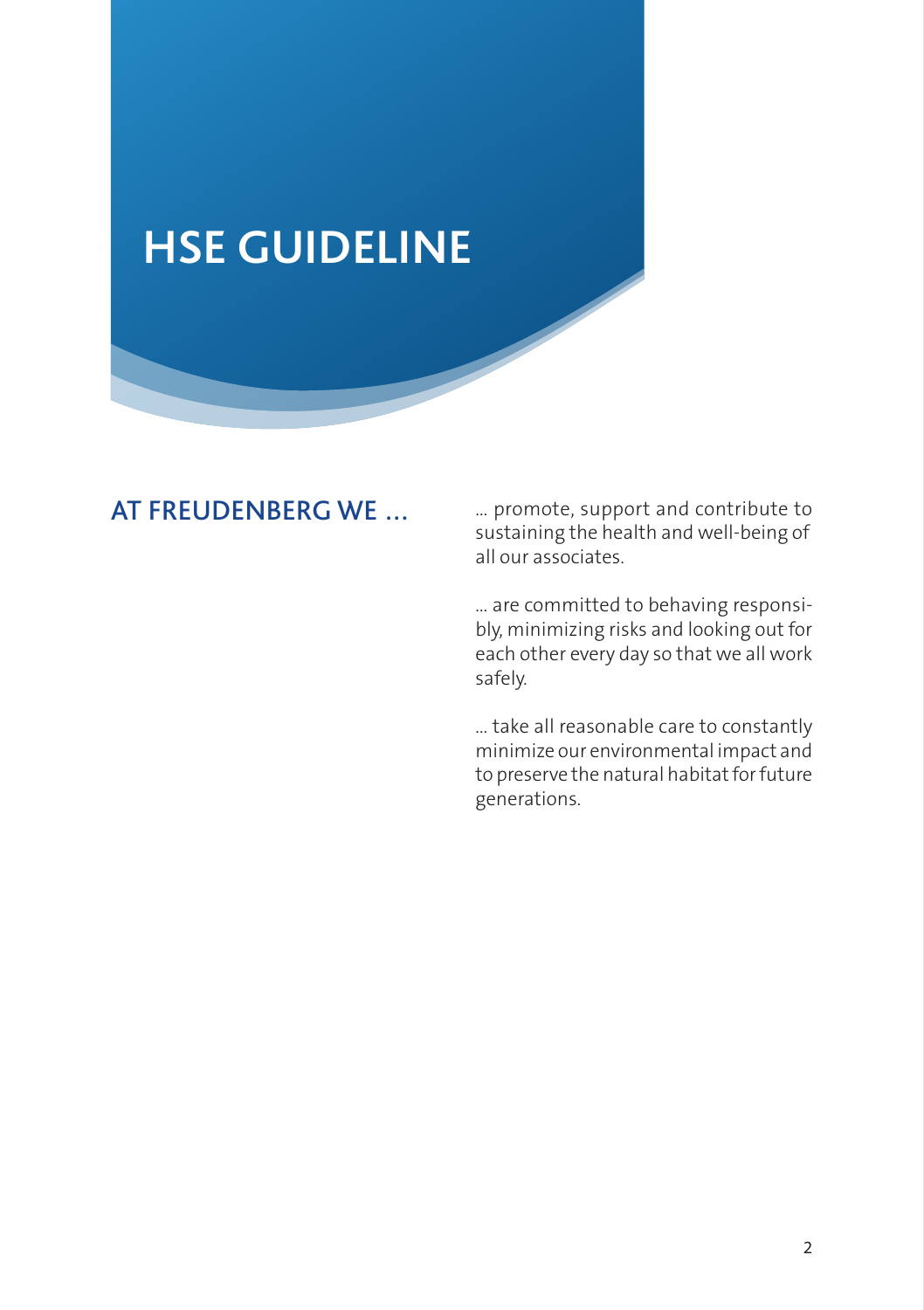# HSE GUIDELINE

## AT FREUDENBERG WE ...

... promote, support and contribute to sustaining the health and well-being of all our associates.

... are committed to behaving responsibly, minimizing risks and looking out for each other every day so that we all work safely.

... take all reasonable care to constantly minimize our environmental impact and to preserve the natural habitat for future generations.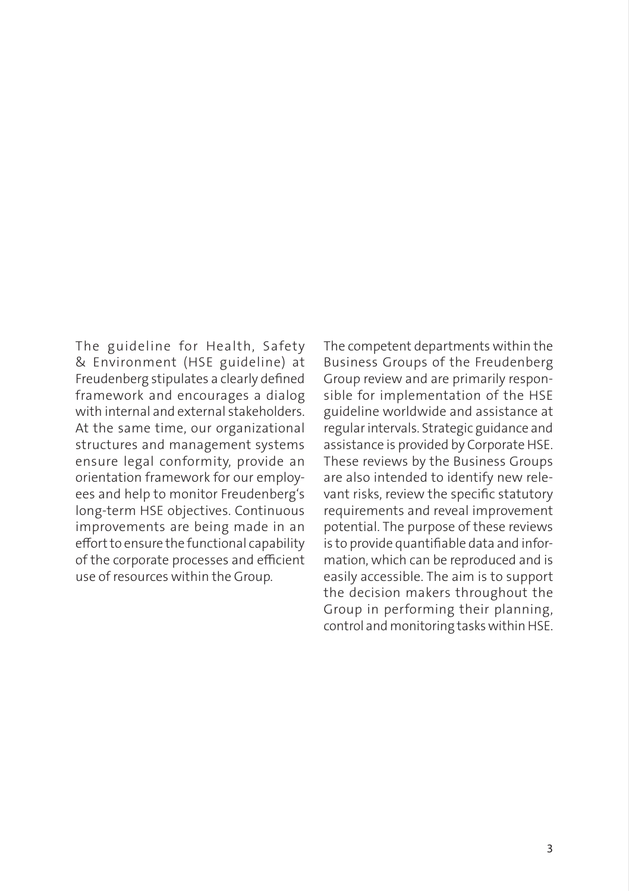The guideline for Health, Safety & Environment (HSE guideline) at Freudenberg stipulates a clearly defined framework and encourages a dialog with internal and external stakeholders. At the same time, our organizational structures and management systems ensure legal conformity, provide an orientation framework for our employees and help to monitor Freudenberg's long-term HSE objectives. Continuous improvements are being made in an effort to ensure the functional capability of the corporate processes and efficient use of resources within the Group.

The competent departments within the Business Groups of the Freudenberg Group review and are primarily responsible for implementation of the HSE guideline worldwide and assistance at regular intervals. Strategic guidance and assistance is provided by Corporate HSE. These reviews by the Business Groups are also intended to identify new relevant risks, review the specific statutory requirements and reveal improvement potential. The purpose of these reviews is to provide quantifiable data and information, which can be reproduced and is easily accessible. The aim is to support the decision makers throughout the Group in performing their planning, control and monitoring tasks within HSE.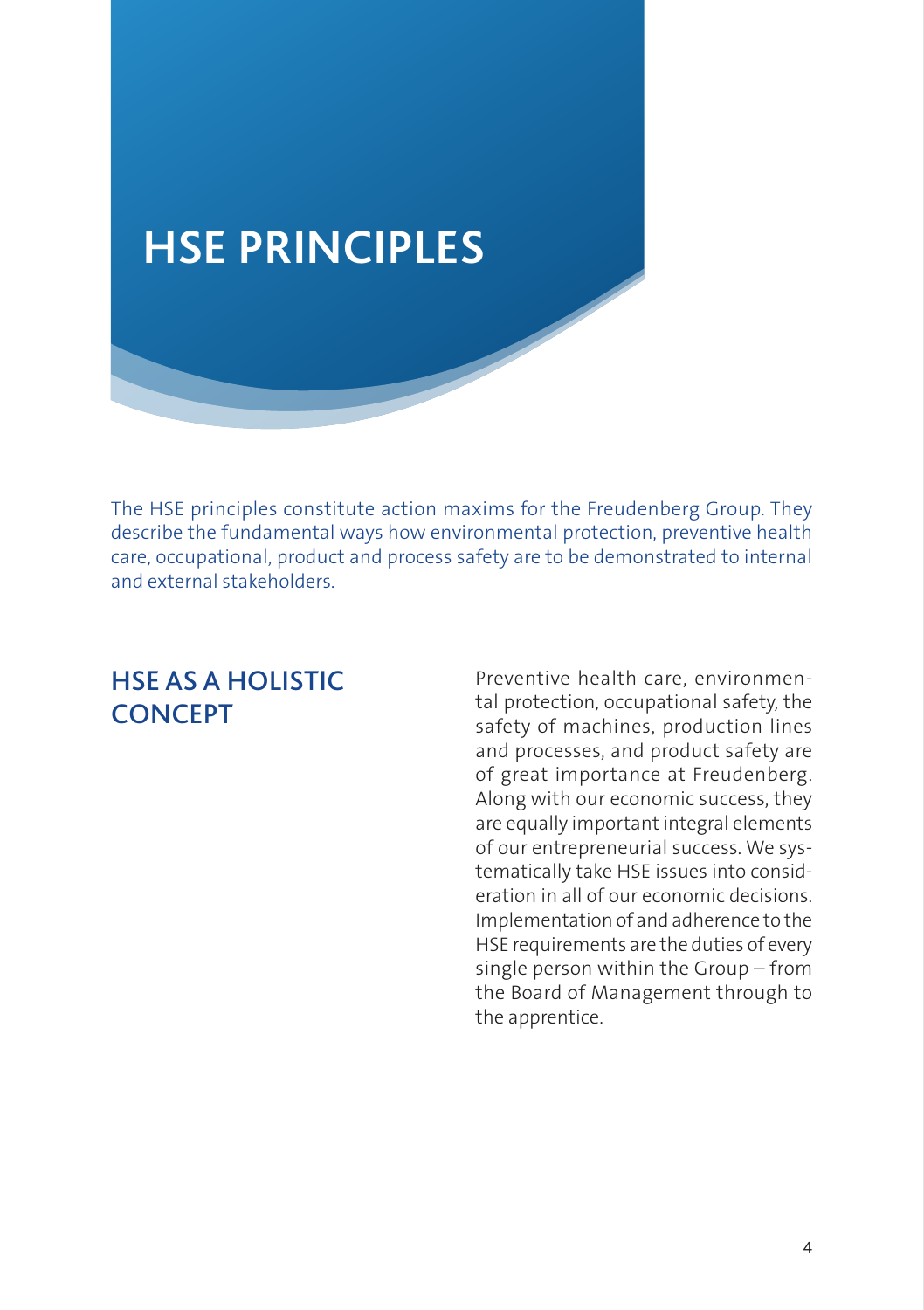# HSE PRINCIPLES

The HSE principles constitute action maxims for the Freudenberg Group. They describe the fundamental ways how environmental protection, preventive health care, occupational, product and process safety are to be demonstrated to internal and external stakeholders.

## HSE AS A HOLISTIC CONCEPT

Preventive health care, environmental protection, occupational safety, the safety of machines, production lines and processes, and product safety are of great importance at Freudenberg. Along with our economic success, they are equally important integral elements of our entrepreneurial success. We systematically take HSE issues into consideration in all of our economic decisions. Implementation of and adherence to the HSE requirements are the duties of every single person within the Group – from the Board of Management through to the apprentice.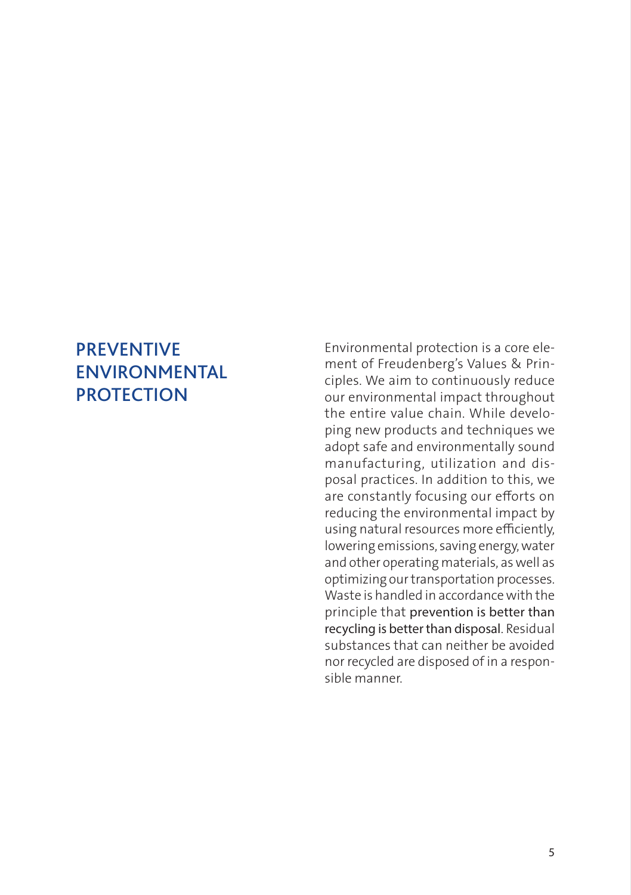# PREVENTIVE ENVIRONMENTAL PROTECTION

Environmental protection is a core element of Freudenberg's Values & Principles. We aim to continuously reduce our environmental impact throughout the entire value chain. While developing new products and techniques we adopt safe and environmentally sound manufacturing, utilization and disposal practices. In addition to this, we are constantly focusing our efforts on reducing the environmental impact by using natural resources more efficiently, lowering emissions, saving energy, water and other operating materials, as well as optimizing our transportation processes. Waste is handled in accordance with the principle that prevention is better than recycling is better than disposal. Residual substances that can neither be avoided nor recycled are disposed of in a responsible manner.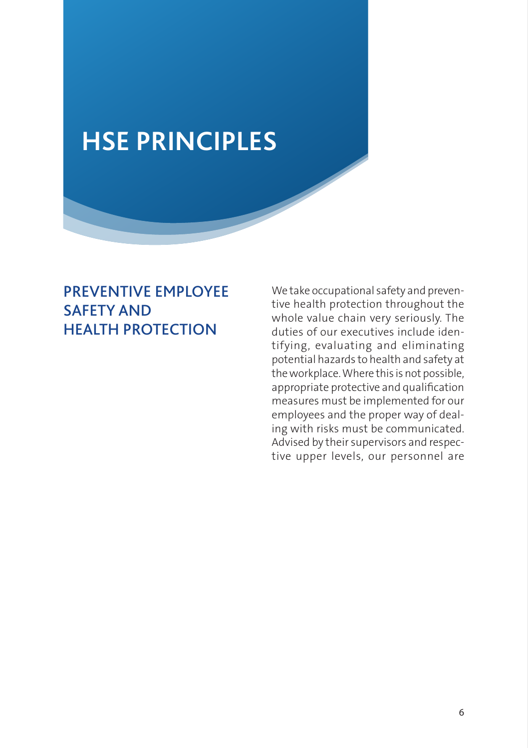# HSE PRINCIPLES

## PREVENTIVE EMPLOYEE SAFETY AND HEALTH PROTECTION

We take occupational safety and preventive health protection throughout the whole value chain very seriously. The duties of our executives include identifying, evaluating and eliminating potential hazards to health and safety at the workplace. Where this is not possible, appropriate protective and qualification measures must be implemented for our employees and the proper way of dealing with risks must be communicated. Advised by their supervisors and respective upper levels, our personnel are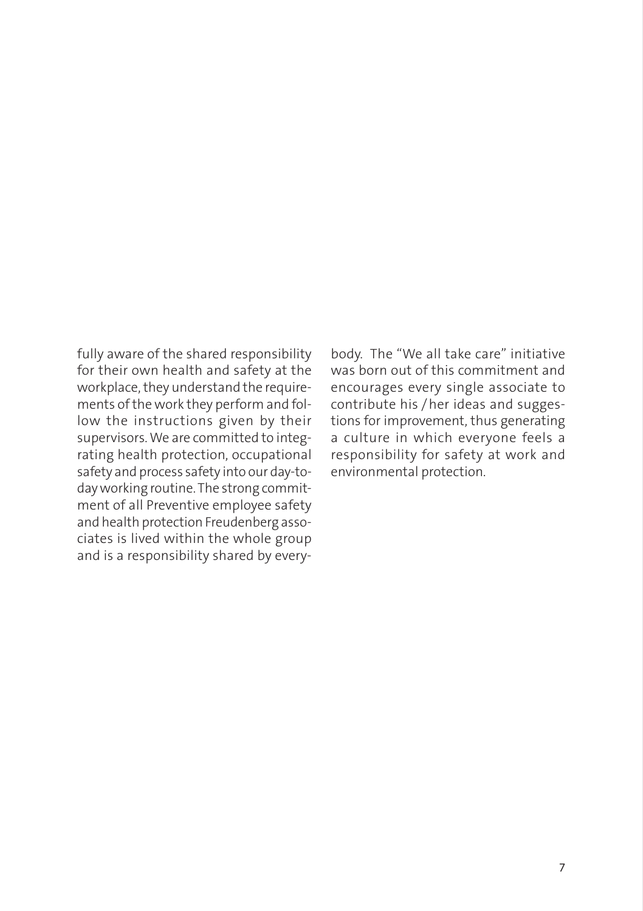fully aware of the shared responsibility for their own health and safety at the workplace, they understand the requirements of the work they perform and follow the instructions given by their supervisors. We are committed to integrating health protection, occupational safety and process safety into our day-to-day working routine. The strong commitment of all Preventive employee safety and health protection Freudenberg associates is lived within the whole group and is a responsibility shared by everybody. The "We all take care" initiative was born out of this commitment and encourages every single associate to contribute his / her ideas and suggestions for improvement, thus generating a culture in which everyone feels a responsibility for safety at work and environmental protection.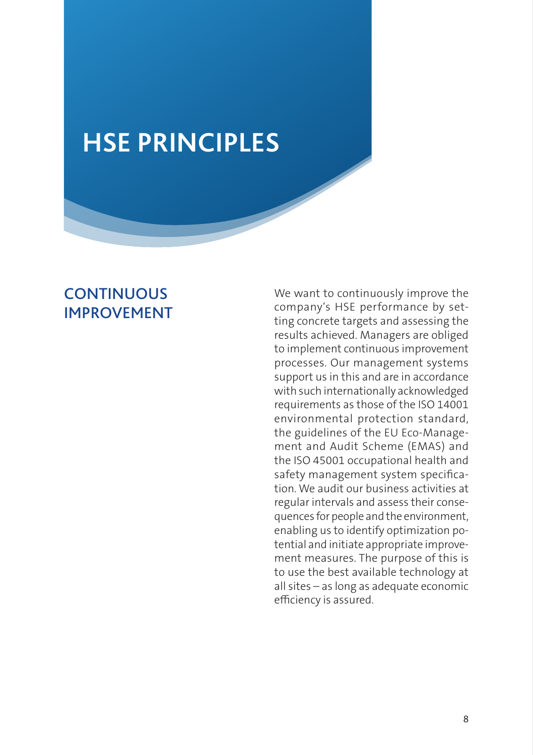# HSE PRINCIPLES

## CONTINUOUS IMPROVEMENT

We want to continuously improve the company's HSE performance by setting concrete targets and assessing the results achieved. Managers are obliged to implement continuous improvement processes. Our management systems support us in this and are in accordance with such internationally acknowledged requirements as those of the ISO 14001 environmental protection standard, the guidelines of the EU Eco-Management and Audit Scheme (EMAS) and the ISO 45001 occupational health and safety management system specification. We audit our business activities at regular intervals and assess their consequences for people and the environment, enabling us to identify optimization potential and initiate appropriate improvement measures. The purpose of this is to use the best available technology at all sites – as long as adequate economic efficiency is assured.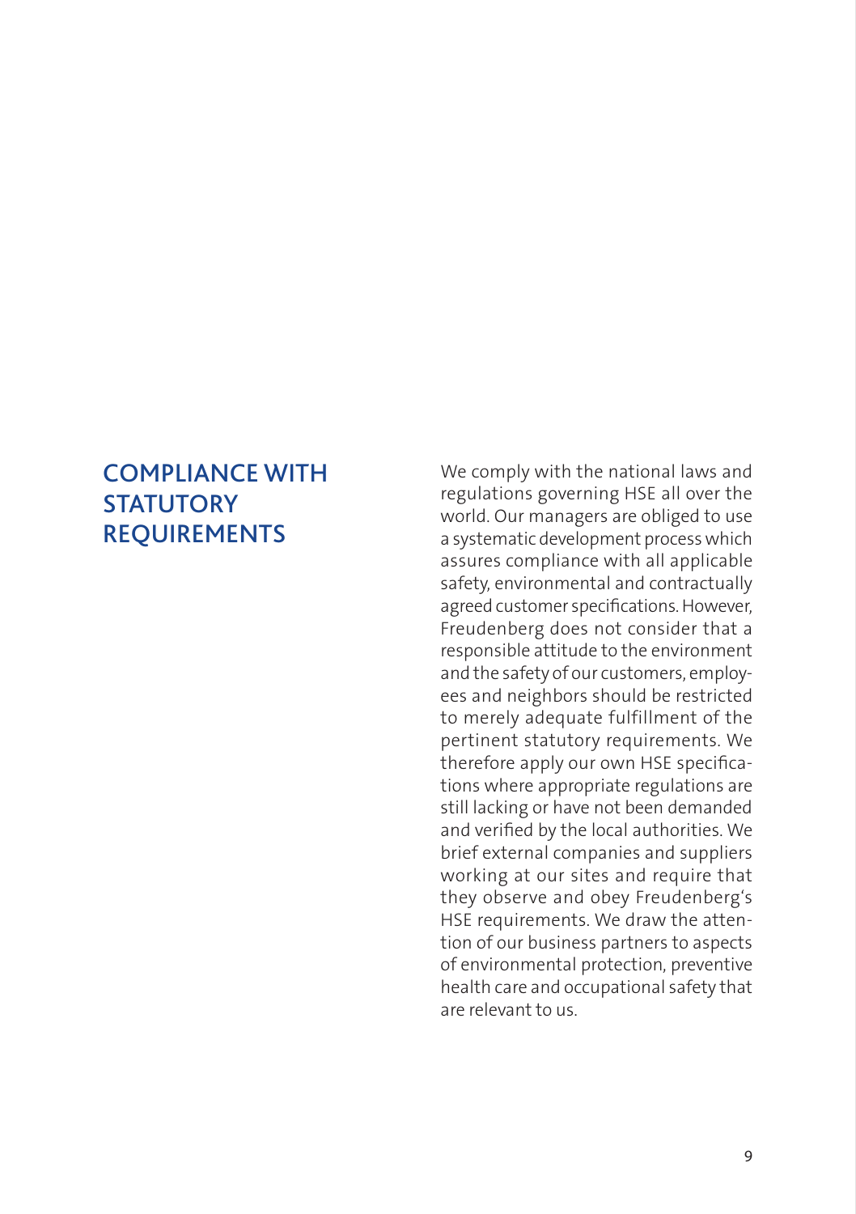## COMPLIANCE WITH STATUTORY REQUIREMENTS

We comply with the national laws and regulations governing HSE all over the world. Our managers are obliged to use a systematic development process which assures compliance with all applicable safety, environmental and contractually agreed customer specifications. However, Freudenberg does not consider that a responsible attitude to the environment and the safety of our customers, employees and neighbors should be restricted to merely adequate fulfillment of the pertinent statutory requirements. We therefore apply our own HSE specifications where appropriate regulations are still lacking or have not been demanded and verified by the local authorities. We brief external companies and suppliers working at our sites and require that they observe and obey Freudenberg's HSE requirements. We draw the attention of our business partners to aspects of environmental protection, preventive health care and occupational safety that are relevant to us.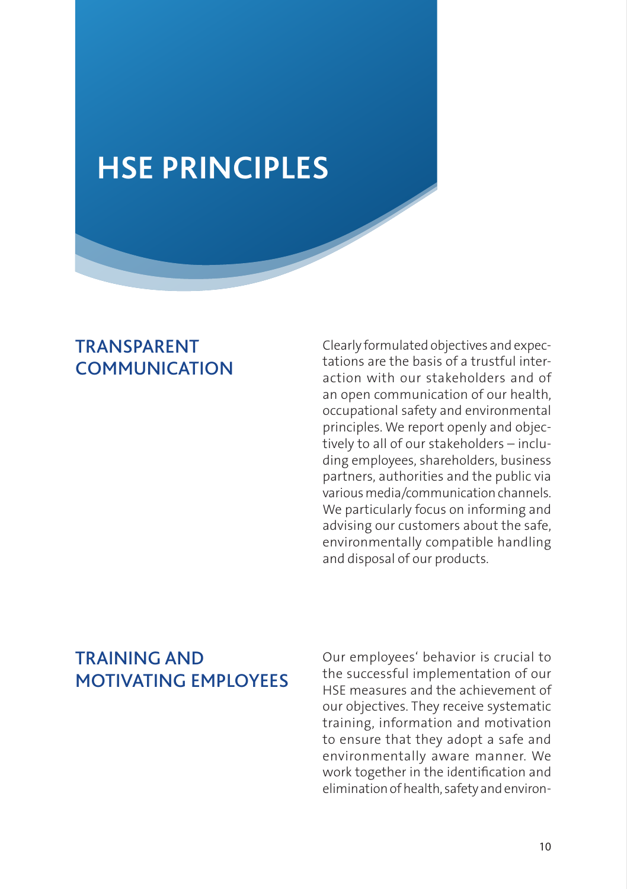# HSE PRINCIPLES

## TRANSPARENT COMMUNICATION

Clearly formulated objectives and expectations are the basis of a trustful interaction with our stakeholders and of an open communication of our health, occupational safety and environmental principles. We report openly and objectively to all of our stakeholders – including employees, shareholders, business partners, authorities and the public via various media/communication channels. We particularly focus on informing and advising our customers about the safe, environmentally compatible handling and disposal of our products.

## TRAINING AND MOTIVATING EMPLOYEES

Our employees' behavior is crucial to the successful implementation of our HSE measures and the achievement of our objectives. They receive systematic training, information and motivation to ensure that they adopt a safe and environmentally aware manner. We work together in the identification and elimination of health, safety and environ-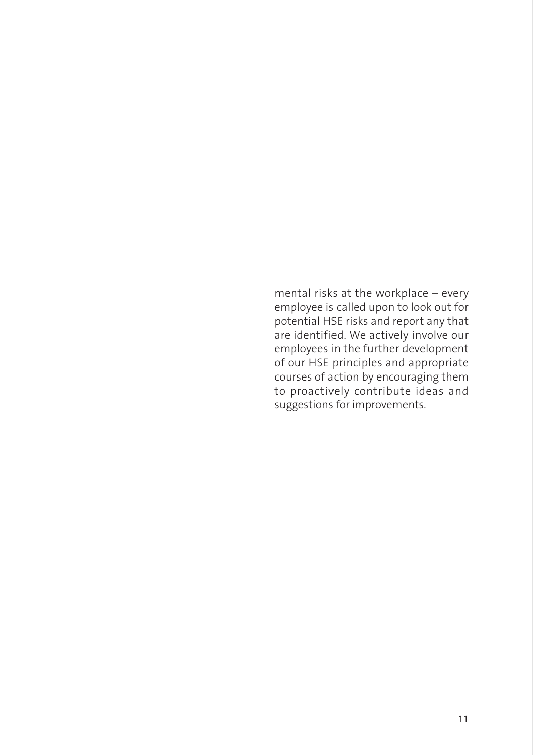mental risks at the workplace – every employee is called upon to look out for potential HSE risks and report any that are identified. We actively involve our employees in the further development of our HSE principles and appropriate courses of action by encouraging them to proactively contribute ideas and suggestions for improvements.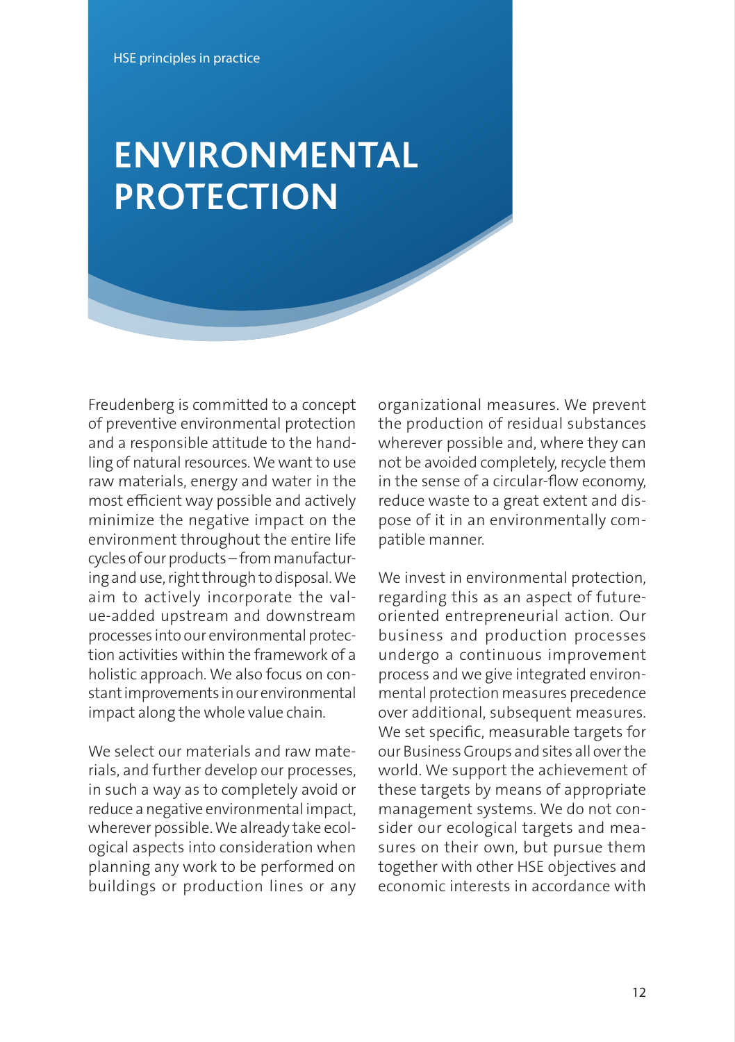HSE principles in practice

# ENVIRONMENTAL PROTECTION

Freudenberg is committed to a concept of preventive environmental protection and a responsible attitude to the handling of natural resources. We want to use raw materials, energy and water in the most efficient way possible and actively minimize the negative impact on the environment throughout the entire life cycles of our products – from manufacturing and use, right through to disposal. We aim to actively incorporate the value-added upstream and downstream processes into our environmental protection activities within the framework of a holistic approach. We also focus on constant improvements in our environmental impact along the whole value chain.

We select our materials and raw materials, and further develop our processes, in such a way as to completely avoid or reduce a negative environmental impact, wherever possible. We already take ecological aspects into consideration when planning any work to be performed on buildings or production lines or any organizational measures. We prevent the production of residual substances wherever possible and, where they can not be avoided completely, recycle them in the sense of a circular-flow economy, reduce waste to a great extent and dispose of it in an environmentally compatible manner.

We invest in environmental protection, regarding this as an aspect of future-oriented entrepreneurial action. Our business and production processes undergo a continuous improvement process and we give integrated environmental protection measures precedence over additional, subsequent measures. We set specific, measurable targets for our Business Groups and sites all over the world. We support the achievement of these targets by means of appropriate management systems. We do not consider our ecological targets and measures on their own, but pursue them together with other HSE objectives and economic interests in accordance with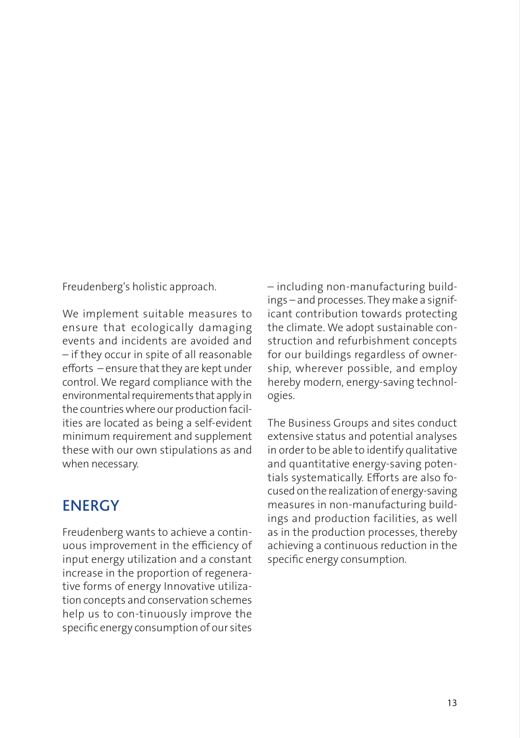Freudenberg's holistic approach.

We implement suitable measures to ensure that ecologically damaging events and incidents are avoided and – if they occur in spite of all reasonable efforts – ensure that they are kept under control. We regard compliance with the environmental requirements that apply in the countries where our production facilities are located as being a self-evident minimum requirement and supplement these with our own stipulations as and when necessary.

## ENERGY

Freudenberg wants to achieve a continuous improvement in the efficiency of input energy utilization and a constant increase in the proportion of regenerative forms of energy Innovative utilization concepts and conservation schemes help us to con-tinuously improve the specific energy consumption of our sites – including non-manufacturing buildings – and processes. They make a significant contribution towards protecting the climate. We adopt sustainable construction and refurbishment concepts for our buildings regardless of ownership, wherever possible, and employ hereby modern, energy-saving technologies.

The Business Groups and sites conduct extensive status and potential analyses in order to be able to identify qualitative and quantitative energy-saving potentials systematically. Efforts are also focused on the realization of energy-saving measures in non-manufacturing buildings and production facilities, as well as in the production processes, thereby achieving a continuous reduction in the specific energy consumption.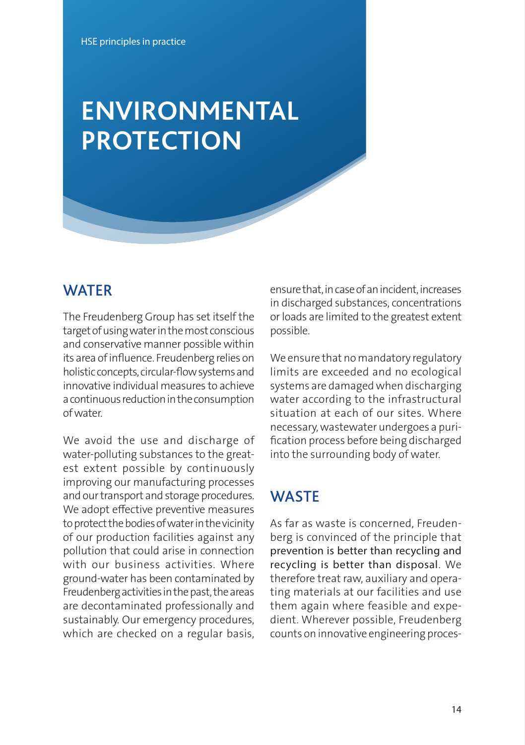HSE principles in practice

# ENVIRONMENTAL PROTECTION

## WATER

The Freudenberg Group has set itself the target of using water in the most conscious and conservative manner possible within its area of influence. Freudenberg relies on holistic concepts, circular-flow systems and innovative individual measures to achieve a continuous reduction in the consumption of water.

We avoid the use and discharge of water-polluting substances to the greatest extent possible by continuously improving our manufacturing processes and our transport and storage procedures. We adopt effective preventive measures to protect the bodies of water in the vicinity of our production facilities against any pollution that could arise in connection with our business activities. Where ground-water has been contaminated by Freudenberg activities in the past, the areas are decontaminated professionally and sustainably. Our emergency procedures, which are checked on a regular basis, ensure that, in case of an incident, increases in discharged substances, concentrations or loads are limited to the greatest extent possible.

We ensure that no mandatory regulatory limits are exceeded and no ecological systems are damaged when discharging water according to the infrastructural situation at each of our sites. Where necessary, wastewater undergoes a purification process before being discharged into the surrounding body of water.

## WASTE

As far as waste is concerned, Freudenberg is convinced of the principle that prevention is better than recycling and recycling is better than disposal. We therefore treat raw, auxiliary and operating materials at our facilities and use them again where feasible and expedient. Wherever possible, Freudenberg counts on innovative engineering proces-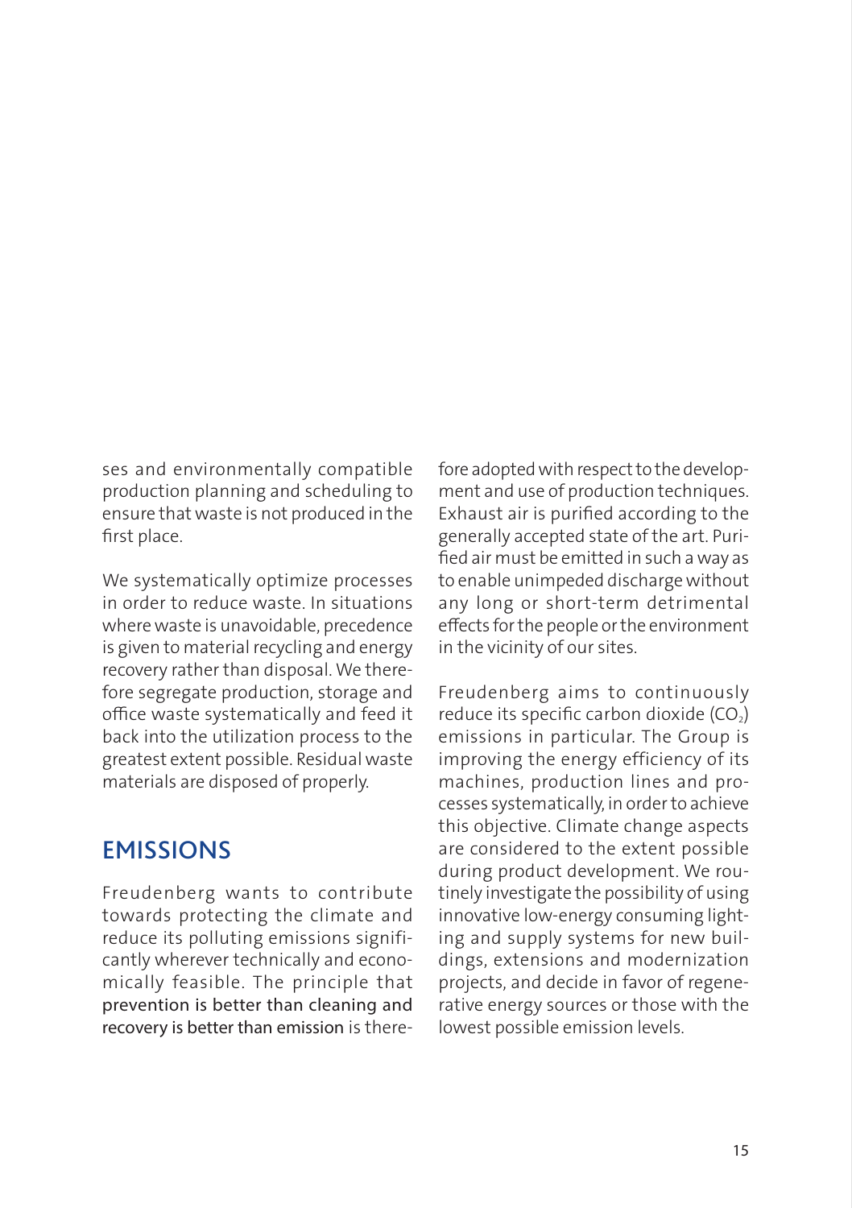ses and environmentally compatible production planning and scheduling to ensure that waste is not produced in the first place.

We systematically optimize processes in order to reduce waste. In situations where waste is unavoidable, precedence is given to material recycling and energy recovery rather than disposal. We therefore segregate production, storage and office waste systematically and feed it back into the utilization process to the greatest extent possible. Residual waste materials are disposed of properly.

## EMISSIONS

Freudenberg wants to contribute towards protecting the climate and reduce its polluting emissions significantly wherever technically and economically feasible. The principle that prevention is better than cleaning and recovery is better than emission is therefore adopted with respect to the development and use of production techniques. Exhaust air is purified according to the generally accepted state of the art. Purified air must be emitted in such a way as to enable unimpeded discharge without any long or short-term detrimental effects for the people or the environment in the vicinity of our sites.

Freudenberg aims to continuously reduce its specific carbon dioxide ($CO_2$) emissions in particular. The Group is improving the energy efficiency of its machines, production lines and processes systematically, in order to achieve this objective. Climate change aspects are considered to the extent possible during product development. We routinely investigate the possibility of using innovative low-energy consuming lighting and supply systems for new buildings, extensions and modernization projects, and decide in favor of regenerative energy sources or those with the lowest possible emission levels.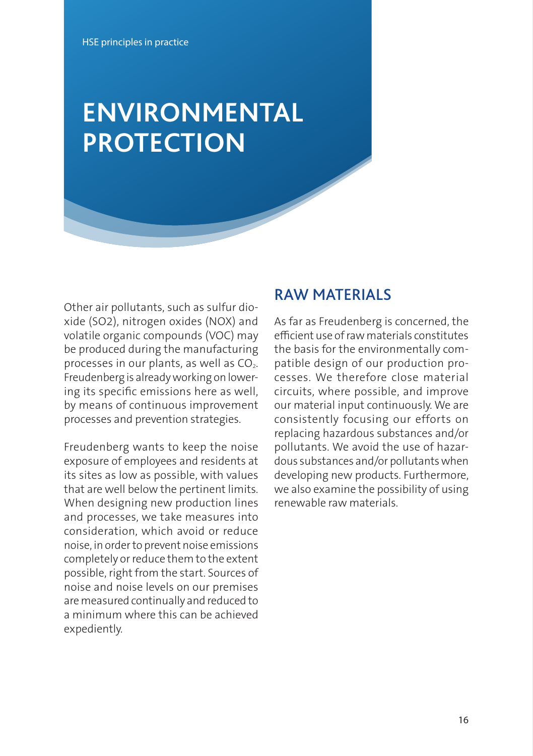HSE principles in practice

# ENVIRONMENTAL PROTECTION

Other air pollutants, such as sulfur dioxide (SO2), nitrogen oxides (NOX) and volatile organic compounds (VOC) may be produced during the manufacturing processes in our plants, as well as $CO_2$. Freudenberg is already working on lowering its specific emissions here as well, by means of continuous improvement processes and prevention strategies.

Freudenberg wants to keep the noise exposure of employees and residents at its sites as low as possible, with values that are well below the pertinent limits. When designing new production lines and processes, we take measures into consideration, which avoid or reduce noise, in order to prevent noise emissions completely or reduce them to the extent possible, right from the start. Sources of noise and noise levels on our premises are measured continually and reduced to a minimum where this can be achieved expediently.

## RAW MATERIALS

As far as Freudenberg is concerned, the efficient use of raw materials constitutes the basis for the environmentally compatible design of our production processes. We therefore close material circuits, where possible, and improve our material input continuously. We are consistently focusing our efforts on replacing hazardous substances and/or pollutants. We avoid the use of hazardous substances and/or pollutants when developing new products. Furthermore, we also examine the possibility of using renewable raw materials.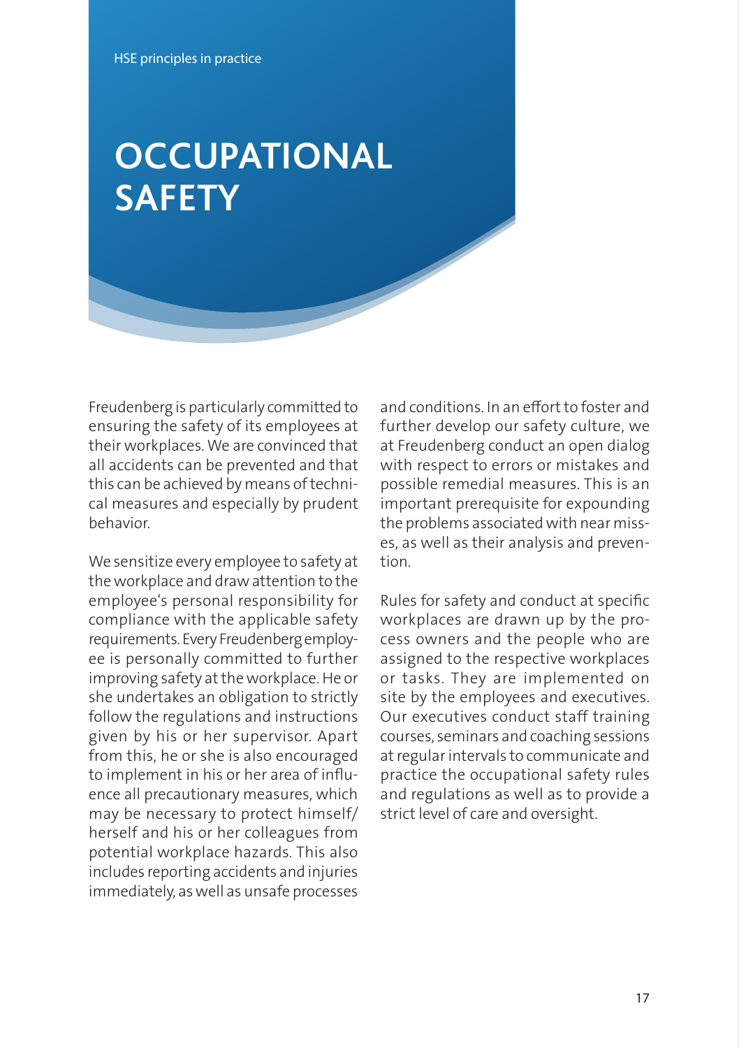# OCCUPATIONAL SAFETY

Freudenberg is particularly committed to ensuring the safety of its employees at their workplaces. We are convinced that all accidents can be prevented and that this can be achieved by means of technical measures and especially by prudent behavior.

We sensitize every employee to safety at the workplace and draw attention to the employee's personal responsibility for compliance with the applicable safety requirements. Every Freudenberg employee is personally committed to further improving safety at the workplace. He or she undertakes an obligation to strictly follow the regulations and instructions given by his or her supervisor. Apart from this, he or she is also encouraged to implement in his or her area of influence all precautionary measures, which may be necessary to protect himself/herself and his or her colleagues from potential workplace hazards. This also includes reporting accidents and injuries immediately, as well as unsafe processes and conditions. In an effort to foster and further develop our safety culture, we at Freudenberg conduct an open dialog with respect to errors or mistakes and possible remedial measures. This is an important prerequisite for expounding the problems associated with near misses, as well as their analysis and prevention.

Rules for safety and conduct at specific workplaces are drawn up by the process owners and the people who are assigned to the respective workplaces or tasks. They are implemented on site by the employees and executives. Our executives conduct staff training courses, seminars and coaching sessions at regular intervals to communicate and practice the occupational safety rules and regulations as well as to provide a strict level of care and oversight.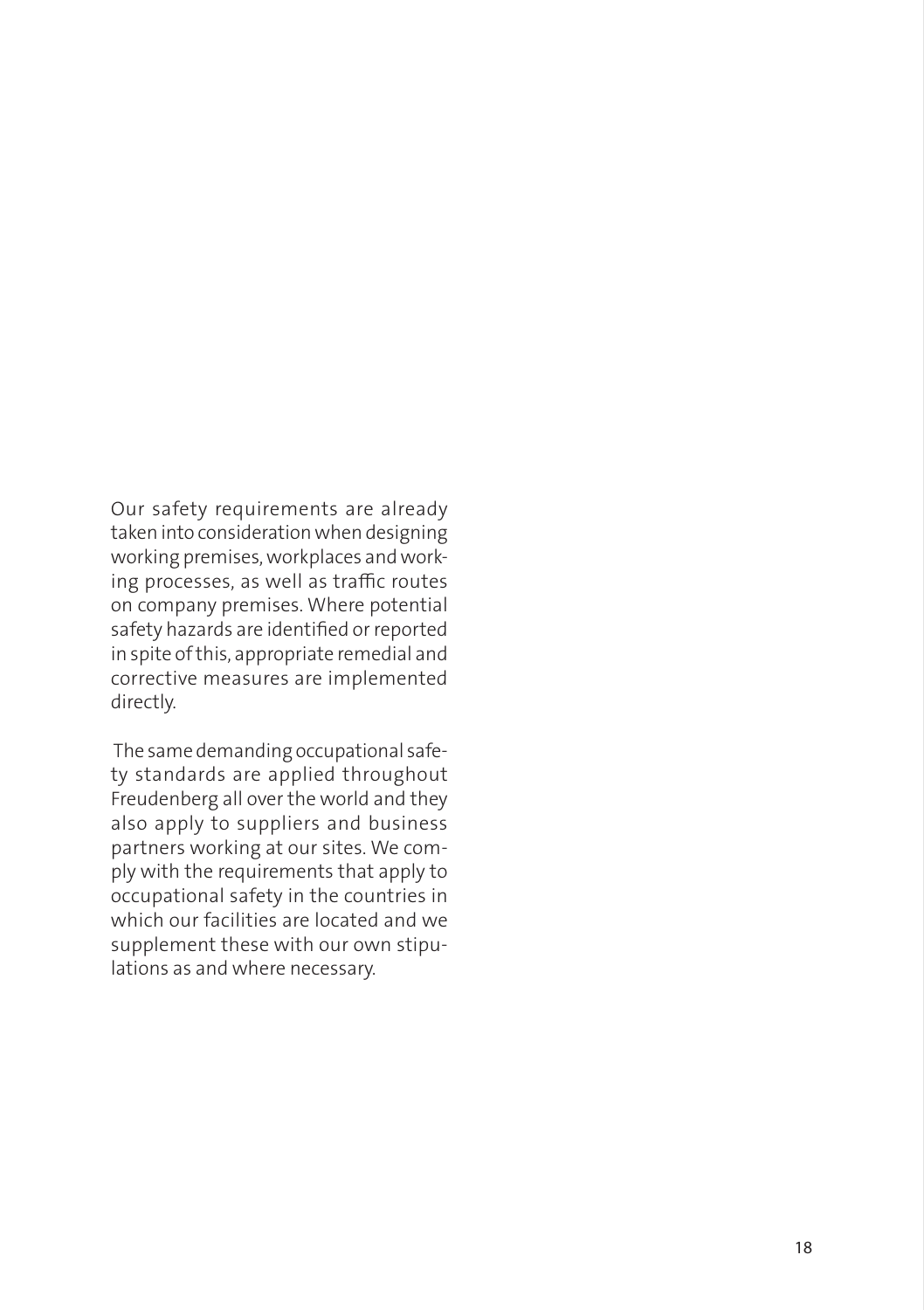Our safety requirements are already taken into consideration when designing working premises, workplaces and working processes, as well as traffic routes on company premises. Where potential safety hazards are identified or reported in spite of this, appropriate remedial and corrective measures are implemented directly.

The same demanding occupational safety standards are applied throughout Freudenberg all over the world and they also apply to suppliers and business partners working at our sites. We comply with the requirements that apply to occupational safety in the countries in which our facilities are located and we supplement these with our own stipulations as and where necessary.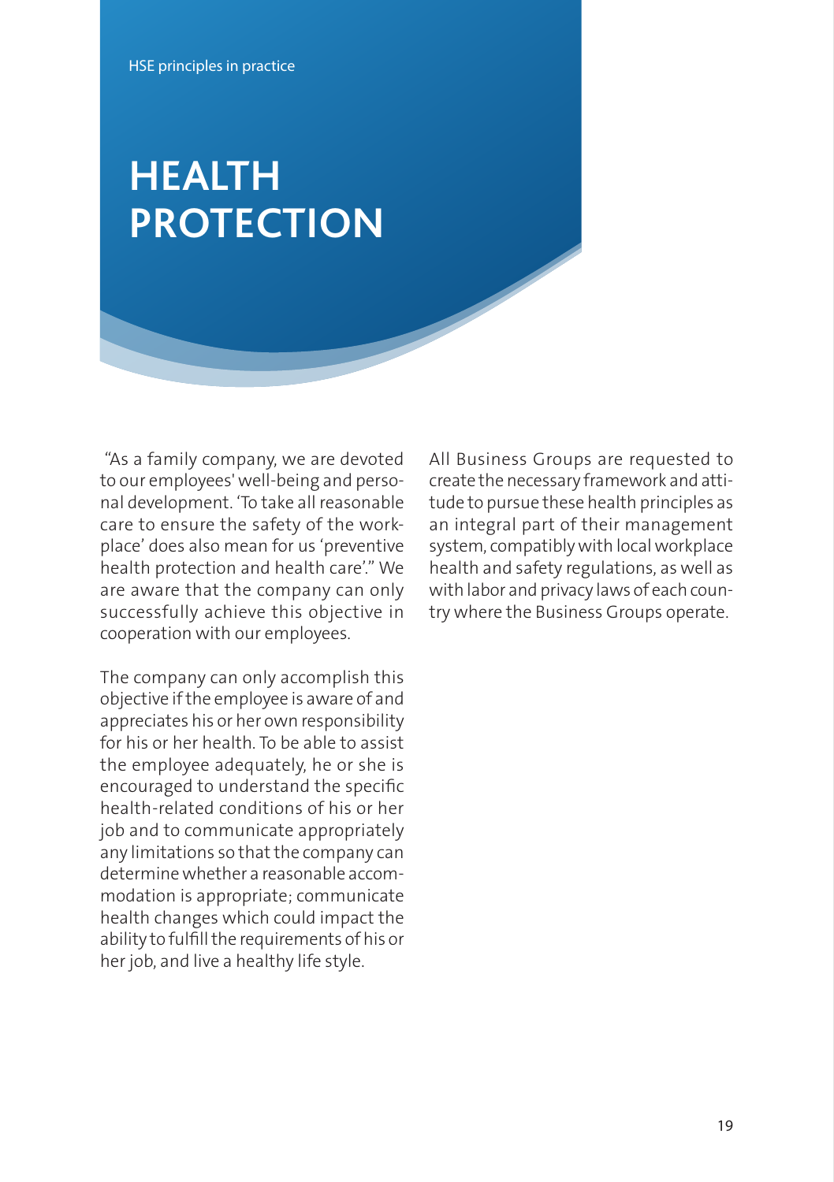# HEALTH PROTECTION

"As a family company, we are devoted to our employees' well-being and personal development. 'To take all reasonable care to ensure the safety of the workplace' does also mean for us 'preventive health protection and health care'." We are aware that the company can only successfully achieve this objective in cooperation with our employees.

The company can only accomplish this objective if the employee is aware of and appreciates his or her own responsibility for his or her health. To be able to assist the employee adequately, he or she is encouraged to understand the specific health-related conditions of his or her job and to communicate appropriately any limitations so that the company can determine whether a reasonable accommodation is appropriate; communicate health changes which could impact the ability to fulfill the requirements of his or her job, and live a healthy life style.

All Business Groups are requested to create the necessary framework and attitude to pursue these health principles as an integral part of their management system, compatibly with local workplace health and safety regulations, as well as with labor and privacy laws of each country where the Business Groups operate.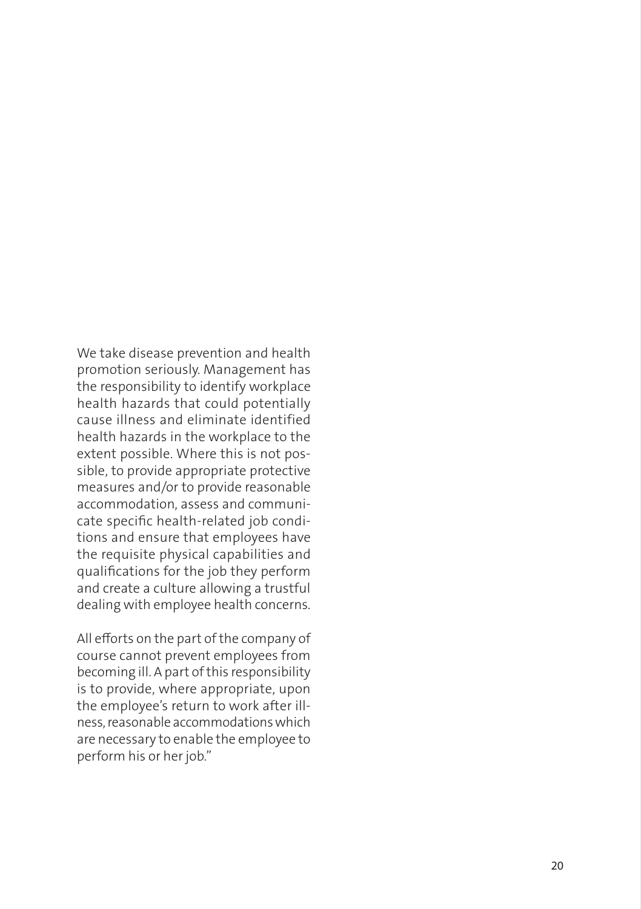We take disease prevention and health promotion seriously. Management has the responsibility to identify workplace health hazards that could potentially cause illness and eliminate identified health hazards in the workplace to the extent possible. Where this is not possible, to provide appropriate protective measures and/or to provide reasonable accommodation, assess and communicate specific health-related job conditions and ensure that employees have the requisite physical capabilities and qualifications for the job they perform and create a culture allowing a trustful dealing with employee health concerns.

All efforts on the part of the company of course cannot prevent employees from becoming ill. A part of this responsibility is to provide, where appropriate, upon the employee's return to work after illness, reasonable accommodations which are necessary to enable the employee to perform his or her job."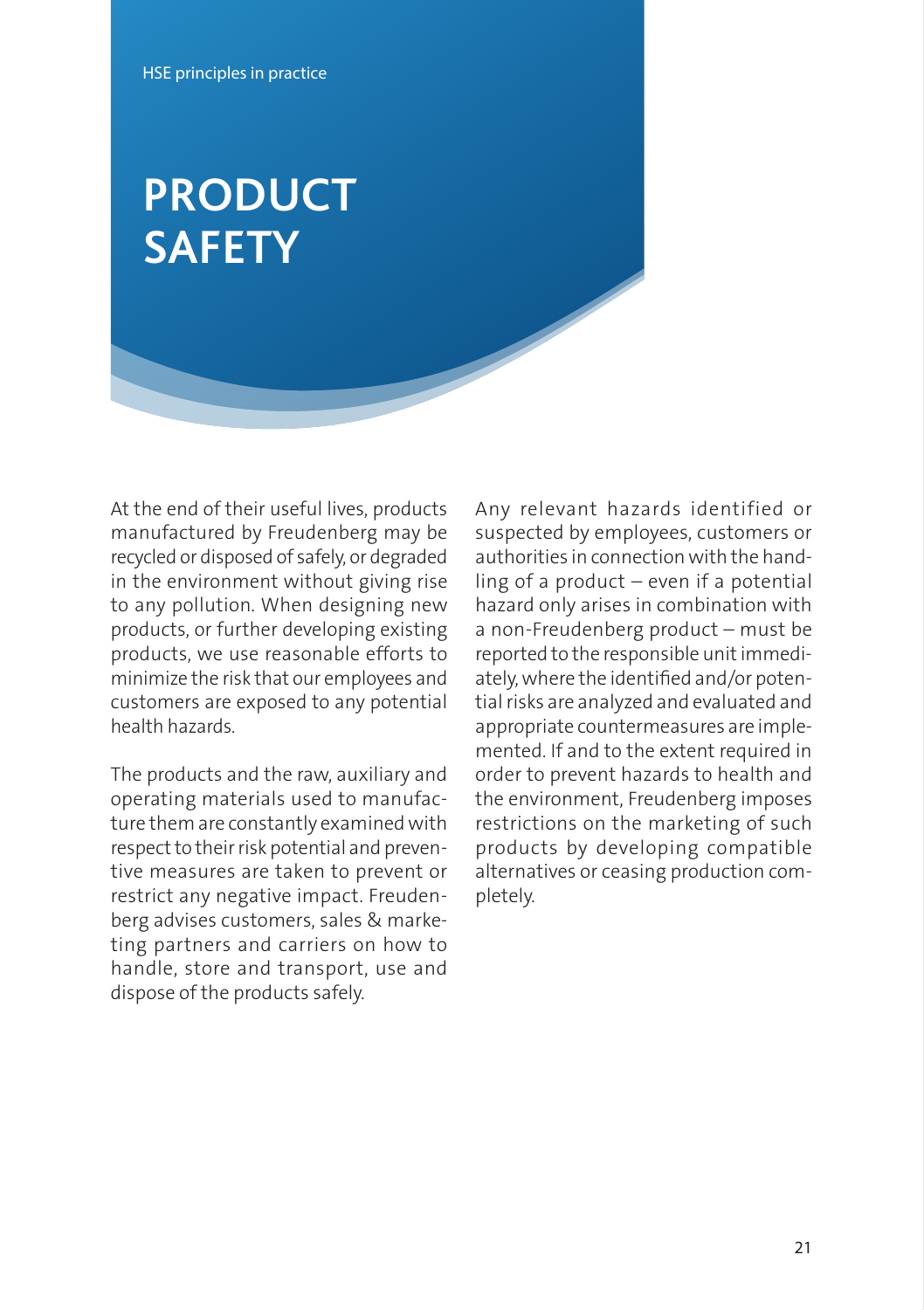HSE principles in practice

# PRODUCT SAFETY

At the end of their useful lives, products manufactured by Freudenberg may be recycled or disposed of safely, or degraded in the environment without giving rise to any pollution. When designing new products, or further developing existing products, we use reasonable efforts to minimize the risk that our employees and customers are exposed to any potential health hazards.

The products and the raw, auxiliary and operating materials used to manufacture them are constantly examined with respect to their risk potential and preventive measures are taken to prevent or restrict any negative impact. Freudenberg advises customers, sales & marketing partners and carriers on how to handle, store and transport, use and dispose of the products safely.

Any relevant hazards identified or suspected by employees, customers or authorities in connection with the handling of a product – even if a potential hazard only arises in combination with a non-Freudenberg product – must be reported to the responsible unit immediately, where the identified and/or potential risks are analyzed and evaluated and appropriate countermeasures are implemented. If and to the extent required in order to prevent hazards to health and the environment, Freudenberg imposes restrictions on the marketing of such products by developing compatible alternatives or ceasing production completely.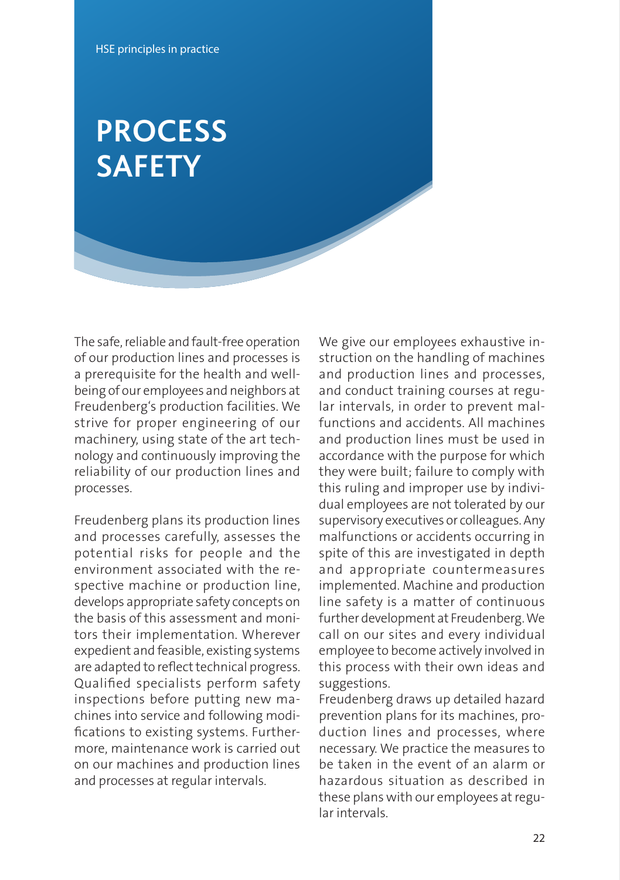HSE principles in practice

# PROCESS SAFETY

The safe, reliable and fault-free operation of our production lines and processes is a prerequisite for the health and well-being of our employees and neighbors at Freudenberg's production facilities. We strive for proper engineering of our machinery, using state of the art technology and continuously improving the reliability of our production lines and processes.

Freudenberg plans its production lines and processes carefully, assesses the potential risks for people and the environment associated with the respective machine or production line, develops appropriate safety concepts on the basis of this assessment and monitors their implementation. Wherever expedient and feasible, existing systems are adapted to reflect technical progress. Qualified specialists perform safety inspections before putting new machines into service and following modifications to existing systems. Furthermore, maintenance work is carried out on our machines and production lines and processes at regular intervals.

We give our employees exhaustive instruction on the handling of machines and production lines and processes, and conduct training courses at regular intervals, in order to prevent malfunctions and accidents. All machines and production lines must be used in accordance with the purpose for which they were built; failure to comply with this ruling and improper use by individual employees are not tolerated by our supervisory executives or colleagues. Any malfunctions or accidents occurring in spite of this are investigated in depth and appropriate countermeasures implemented. Machine and production line safety is a matter of continuous further development at Freudenberg. We call on our sites and every individual employee to become actively involved in this process with their own ideas and suggestions.

Freudenberg draws up detailed hazard prevention plans for its machines, production lines and processes, where necessary. We practice the measures to be taken in the event of an alarm or hazardous situation as described in these plans with our employees at regular intervals.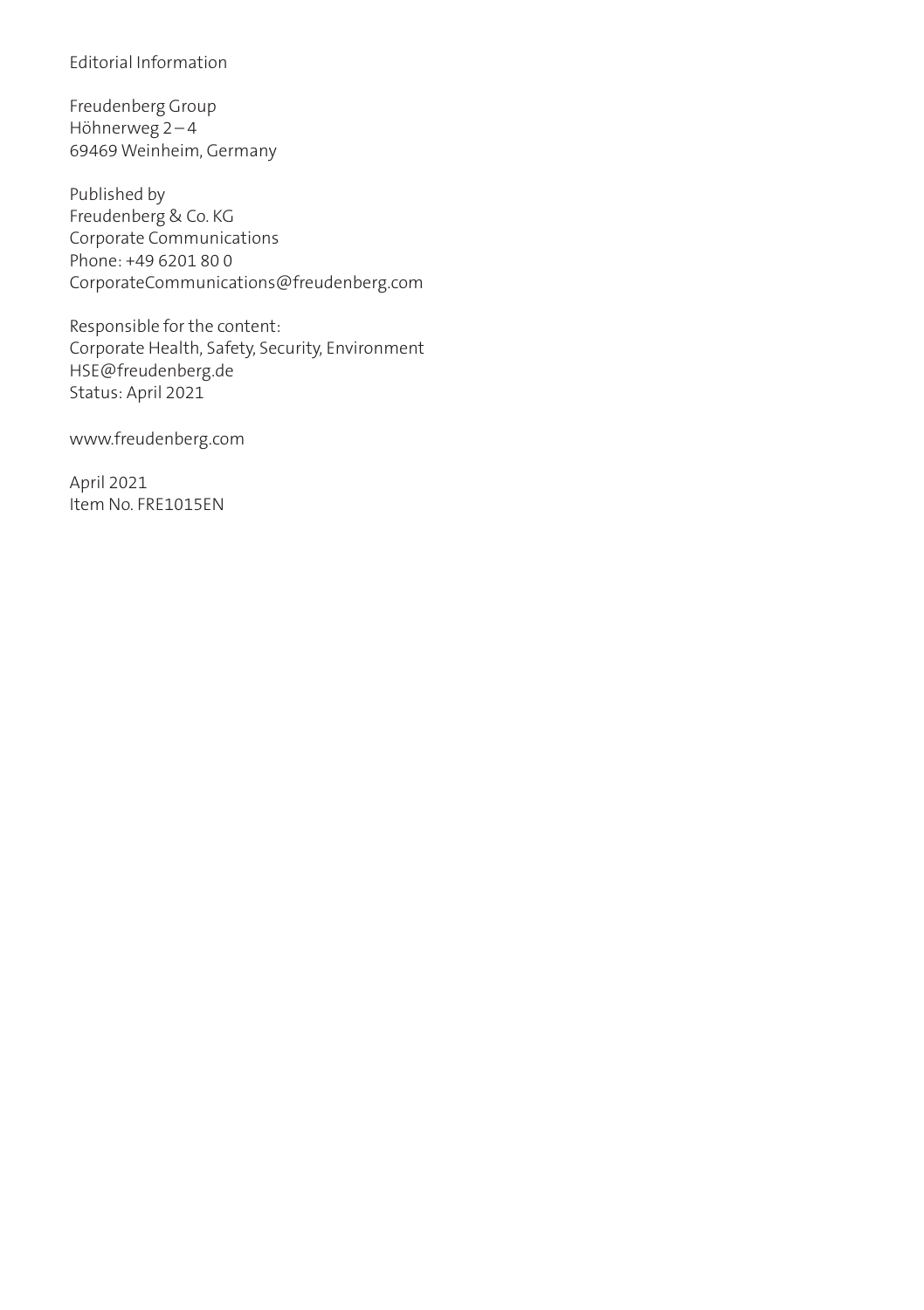Editorial Information

Freudenberg Group
Höhnerweg 2 – 4
69469 Weinheim, Germany

Published by
Freudenberg & Co. KG
Corporate Communications
Phone: +49 6201 80 0
CorporateCommunications@freudenberg.com

Responsible for the content:
Corporate Health, Safety, Security, Environment
HSE@freudenberg.de
Status: April 2021

www.freudenberg.com

April 2021
Item No. FRE1015EN